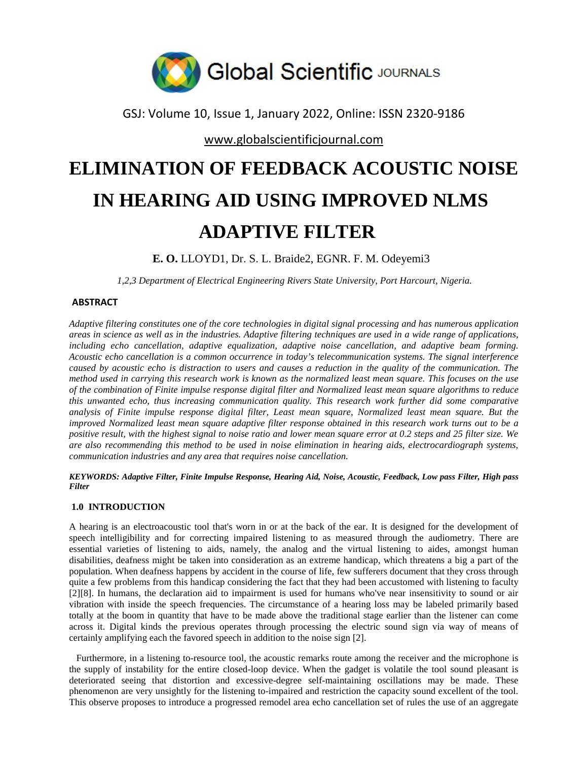GSJ: Volume 10, Issue 1, January 2022, Online: ISSN 2320-9186

www.globalscientificjournal.com

# ELIMINATION OF FEEDBACK ACOUSTIC NOISE IN HEARING AID USING IMPROVED NLMS ADAPTIVE FILTER

**E. O.** LLOYD1, Dr. S. L. Braide2, EGNR. F. M. Odeyemi3

*1,2,3 Department of Electrical Engineering Rivers State University, Port Harcourt, Nigeria.*

## ABSTRACT

*Adaptive filtering constitutes one of the core technologies in digital signal processing and has numerous application areas in science as well as in the industries. Adaptive filtering techniques are used in a wide range of applications, including echo cancellation, adaptive equalization, adaptive noise cancellation, and adaptive beam forming. Acoustic echo cancellation is a common occurrence in today's telecommunication systems. The signal interference caused by acoustic echo is distraction to users and causes a reduction in the quality of the communication. The method used in carrying this research work is known as the normalized least mean square. This focuses on the use of the combination of Finite impulse response digital filter and Normalized least mean square algorithms to reduce this unwanted echo, thus increasing communication quality. This research work further did some comparative analysis of Finite impulse response digital filter, Least mean square, Normalized least mean square. But the improved Normalized least mean square adaptive filter response obtained in this research work turns out to be a positive result, with the highest signal to noise ratio and lower mean square error at 0.2 steps and 25 filter size. We are also recommending this method to be used in noise elimination in hearing aids, electrocardiograph systems, communication industries and any area that requires noise cancellation.*

***KEYWORDS: Adaptive Filter, Finite Impulse Response, Hearing Aid, Noise, Acoustic, Feedback, Low pass Filter, High pass Filter***

## 1.0 INTRODUCTION

A hearing is an electroacoustic tool that's worn in or at the back of the ear. It is designed for the development of speech intelligibility and for correcting impaired listening to as measured through the audiometry. There are essential varieties of listening to aids, namely, the analog and the virtual listening to aides, amongst human disabilities, deafness might be taken into consideration as an extreme handicap, which threatens a big a part of the population. When deafness happens by accident in the course of life, few sufferers document that they cross through quite a few problems from this handicap considering the fact that they had been accustomed with listening to faculty [2][8]. In humans, the declaration aid to impairment is used for humans who've near insensitivity to sound or air vibration with inside the speech frequencies. The circumstance of a hearing loss may be labeled primarily based totally at the boom in quantity that have to be made above the traditional stage earlier than the listener can come across it. Digital kinds the previous operates through processing the electric sound sign via way of means of certainly amplifying each the favored speech in addition to the noise sign [2].

Furthermore, in a listening to-resource tool, the acoustic remarks route among the receiver and the microphone is the supply of instability for the entire closed-loop device. When the gadget is volatile the tool sound pleasant is deteriorated seeing that distortion and excessive-degree self-maintaining oscillations may be made. These phenomenon are very unsightly for the listening to-impaired and restriction the capacity sound excellent of the tool. This observe proposes to introduce a progressed remodel area echo cancellation set of rules the use of an aggregate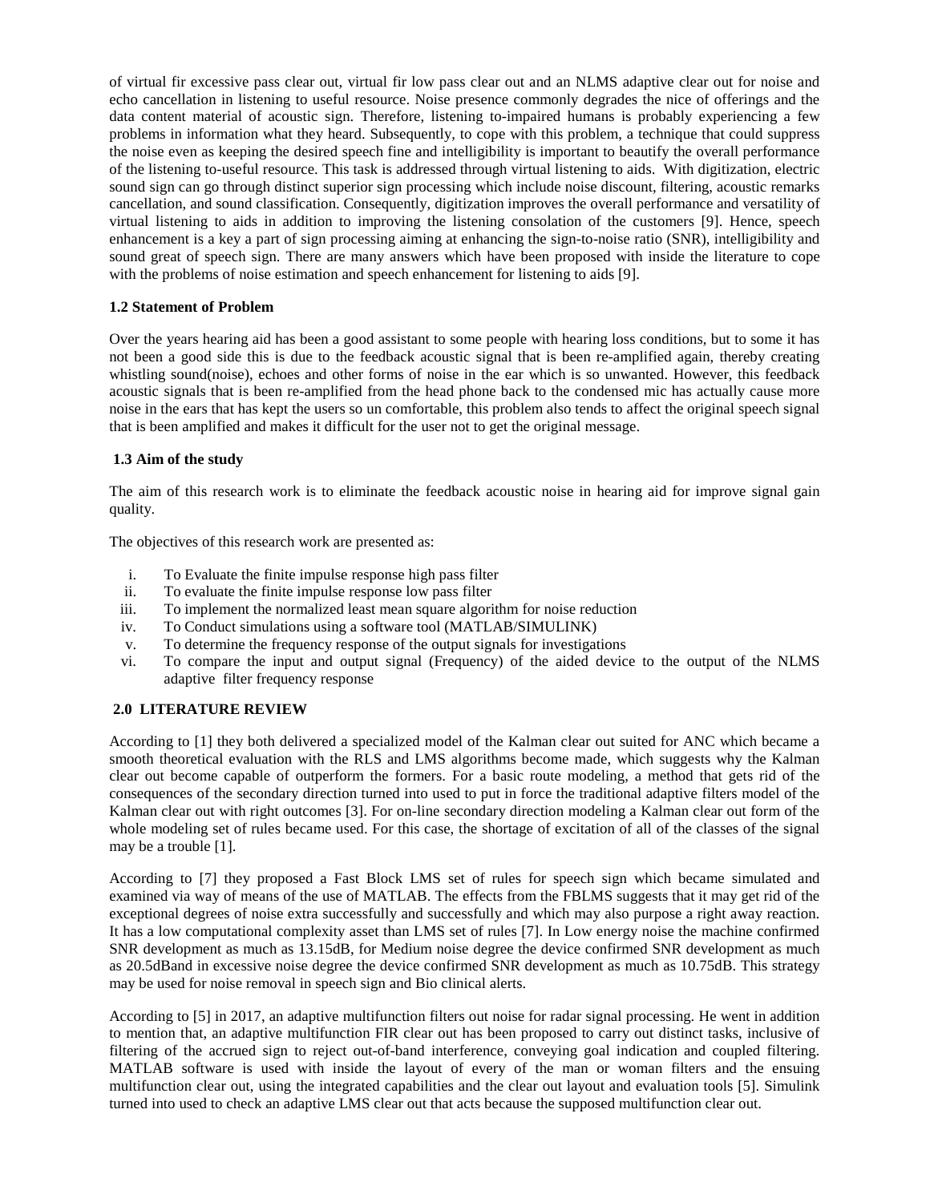of virtual fir excessive pass clear out, virtual fir low pass clear out and an NLMS adaptive clear out for noise and echo cancellation in listening to useful resource. Noise presence commonly degrades the nice of offerings and the data content material of acoustic sign. Therefore, listening to-impaired humans is probably experiencing a few problems in information what they heard. Subsequently, to cope with this problem, a technique that could suppress the noise even as keeping the desired speech fine and intelligibility is important to beautify the overall performance of the listening to-useful resource. This task is addressed through virtual listening to aids. With digitization, electric sound sign can go through distinct superior sign processing which include noise discount, filtering, acoustic remarks cancellation, and sound classification. Consequently, digitization improves the overall performance and versatility of virtual listening to aids in addition to improving the listening consolation of the customers [9]. Hence, speech enhancement is a key a part of sign processing aiming at enhancing the sign-to-noise ratio (SNR), intelligibility and sound great of speech sign. There are many answers which have been proposed with inside the literature to cope with the problems of noise estimation and speech enhancement for listening to aids [9].

### 1.2 Statement of Problem

Over the years hearing aid has been a good assistant to some people with hearing loss conditions, but to some it has not been a good side this is due to the feedback acoustic signal that is been re-amplified again, thereby creating whistling sound(noise), echoes and other forms of noise in the ear which is so unwanted. However, this feedback acoustic signals that is been re-amplified from the head phone back to the condensed mic has actually cause more noise in the ears that has kept the users so un comfortable, this problem also tends to affect the original speech signal that is been amplified and makes it difficult for the user not to get the original message.

### 1.3 Aim of the study

The aim of this research work is to eliminate the feedback acoustic noise in hearing aid for improve signal gain quality.

The objectives of this research work are presented as:

i. To Evaluate the finite impulse response high pass filter
ii. To evaluate the finite impulse response low pass filter
iii. To implement the normalized least mean square algorithm for noise reduction
iv. To Conduct simulations using a software tool (MATLAB/SIMULINK)
v. To determine the frequency response of the output signals for investigations
vi. To compare the input and output signal (Frequency) of the aided device to the output of the NLMS adaptive filter frequency response

## 2.0 LITERATURE REVIEW

According to [1] they both delivered a specialized model of the Kalman clear out suited for ANC which became a smooth theoretical evaluation with the RLS and LMS algorithms become made, which suggests why the Kalman clear out become capable of outperform the formers. For a basic route modeling, a method that gets rid of the consequences of the secondary direction turned into used to put in force the traditional adaptive filters model of the Kalman clear out with right outcomes [3]. For on-line secondary direction modeling a Kalman clear out form of the whole modeling set of rules became used. For this case, the shortage of excitation of all of the classes of the signal may be a trouble [1].

According to [7] they proposed a Fast Block LMS set of rules for speech sign which became simulated and examined via way of means of the use of MATLAB. The effects from the FBLMS suggests that it may get rid of the exceptional degrees of noise extra successfully and successfully and which may also purpose a right away reaction. It has a low computational complexity asset than LMS set of rules [7]. In Low energy noise the machine confirmed SNR development as much as 13.15dB, for Medium noise degree the device confirmed SNR development as much as 20.5dBand in excessive noise degree the device confirmed SNR development as much as 10.75dB. This strategy may be used for noise removal in speech sign and Bio clinical alerts.

According to [5] in 2017, an adaptive multifunction filters out noise for radar signal processing. He went in addition to mention that, an adaptive multifunction FIR clear out has been proposed to carry out distinct tasks, inclusive of filtering of the accrued sign to reject out-of-band interference, conveying goal indication and coupled filtering. MATLAB software is used with inside the layout of every of the man or woman filters and the ensuing multifunction clear out, using the integrated capabilities and the clear out layout and evaluation tools [5]. Simulink turned into used to check an adaptive LMS clear out that acts because the supposed multifunction clear out.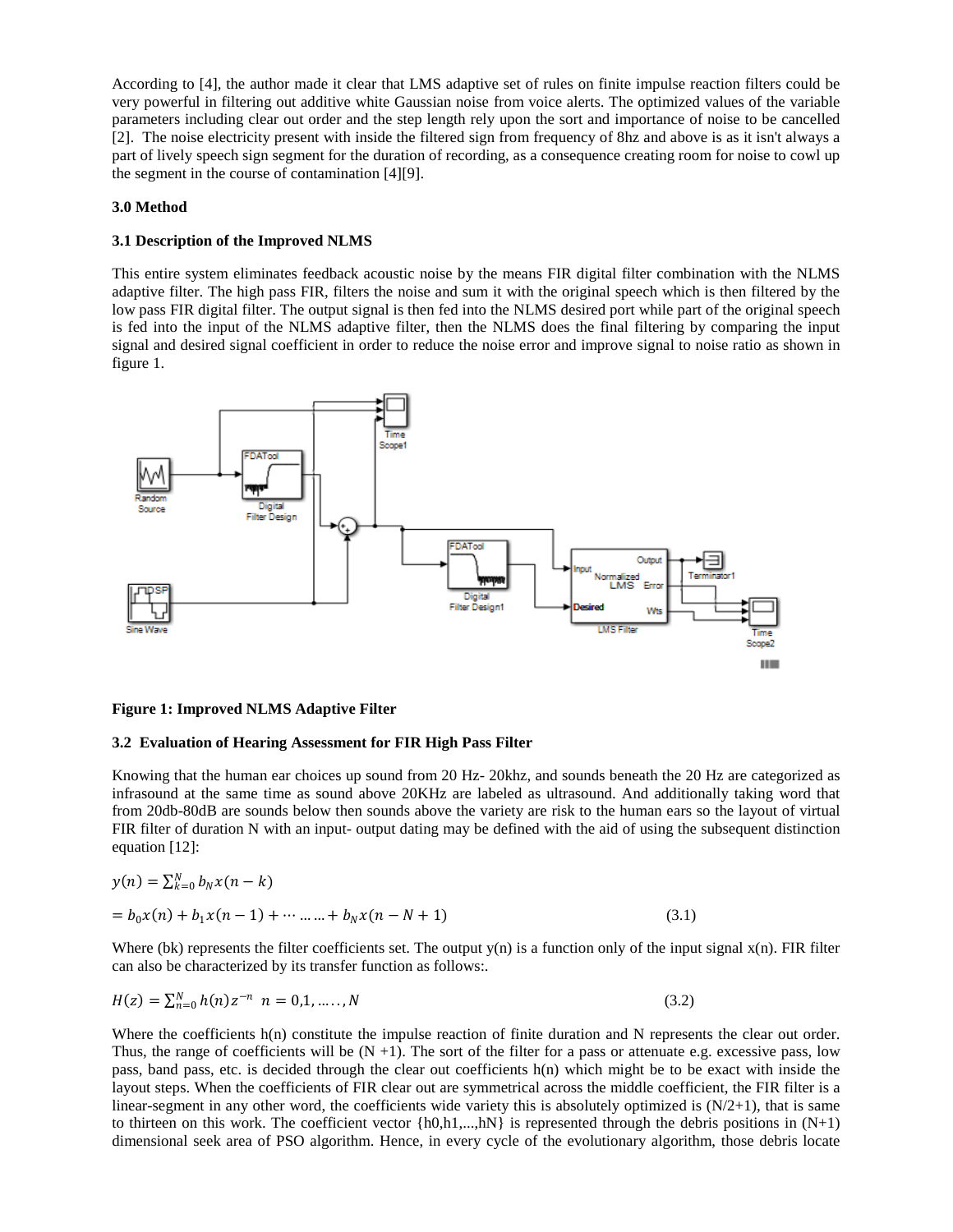According to [4], the author made it clear that LMS adaptive set of rules on finite impulse reaction filters could be very powerful in filtering out additive white Gaussian noise from voice alerts. The optimized values of the variable parameters including clear out order and the step length rely upon the sort and importance of noise to be cancelled [2]. The noise electricity present with inside the filtered sign from frequency of 8hz and above is as it isn't always a part of lively speech sign segment for the duration of recording, as a consequence creating room for noise to cowl up the segment in the course of contamination [4][9].

### 3.0 Method

### 3.1 Description of the Improved NLMS

This entire system eliminates feedback acoustic noise by the means FIR digital filter combination with the NLMS adaptive filter. The high pass FIR, filters the noise and sum it with the original speech which is then filtered by the low pass FIR digital filter. The output signal is then fed into the NLMS desired port while part of the original speech is fed into the input of the NLMS adaptive filter, then the NLMS does the final filtering by comparing the input signal and desired signal coefficient in order to reduce the noise error and improve signal to noise ratio as shown in figure 1.

Random Source

Digital Filter Design

Time Scope1

Sine Wave

Digital Filter Design1

Input

Desired

Normalized LMS

Output

Error

Wts

LMS Filter

Terminator1

Time Scope2

**Figure 1: Improved NLMS Adaptive Filter**

### 3.2 Evaluation of Hearing Assessment for FIR High Pass Filter

Knowing that the human ear choices up sound from 20 Hz- 20khz, and sounds beneath the 20 Hz are categorized as infrasound at the same time as sound above 20KHz are labeled as ultrasound. And additionally taking word that from 20db-80dB are sounds below then sounds above the variety are risk to the human ears so the layout of virtual FIR filter of duration N with an input- output dating may be defined with the aid of using the subsequent distinction equation [12]:

$$y(n) = \sum_{k=0}^{N} b_N x(n-k)$$

$$= b_0 x(n) + b_1 x(n-1) + \cdots \ldots \ldots + b_N x(n-N+1) \qquad (3.1)$$

Where (bk) represents the filter coefficients set. The output y(n) is a function only of the input signal x(n). FIR filter can also be characterized by its transfer function as follows:.

$$H(z) = \sum_{n=0}^{N} h(n) z^{-n} \quad n = 0,1, \ldots \ldots, N \qquad (3.2)$$

Where the coefficients h(n) constitute the impulse reaction of finite duration and N represents the clear out order. Thus, the range of coefficients will be (N +1). The sort of the filter for a pass or attenuate e.g. excessive pass, low pass, band pass, etc. is decided through the clear out coefficients h(n) which might be to be exact with inside the layout steps. When the coefficients of FIR clear out are symmetrical across the middle coefficient, the FIR filter is a linear-segment in any other word, the coefficients wide variety this is absolutely optimized is (N/2+1), that is same to thirteen on this work. The coefficient vector {h0,h1,...,hN} is represented through the debris positions in (N+1) dimensional seek area of PSO algorithm. Hence, in every cycle of the evolutionary algorithm, those debris locate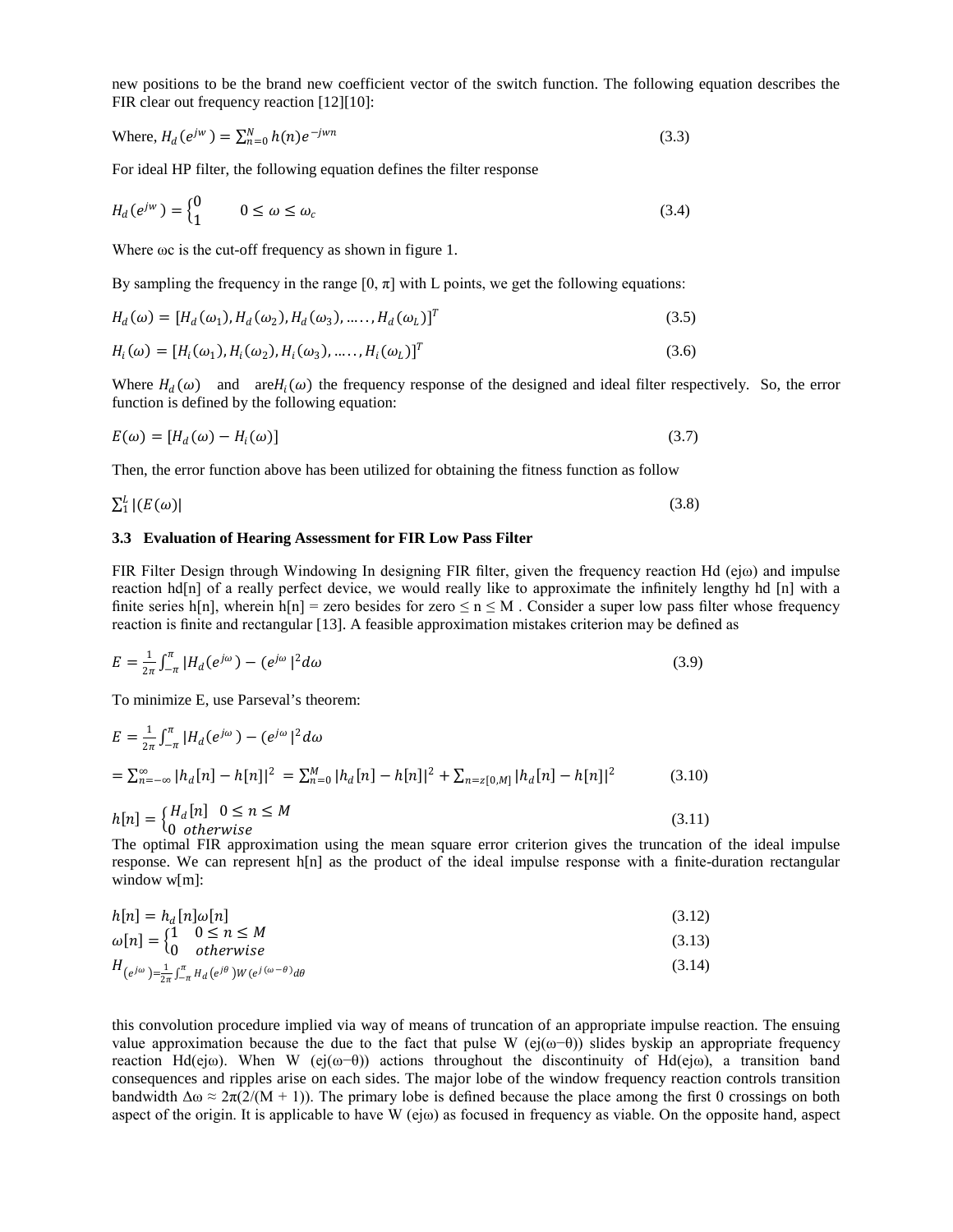new positions to be the brand new coefficient vector of the switch function. The following equation describes the FIR clear out frequency reaction [12][10]:

$$\text{Where, } H_d(e^{jw}) = \sum_{n=0}^{N} h(n)e^{-jwn} \tag{3.3}$$

For ideal HP filter, the following equation defines the filter response

$$H_d(e^{jw}) = \begin{cases} 0 \\ 1 \end{cases} \quad 0 \leq \omega \leq \omega_c \tag{3.4}$$

Where ωc is the cut-off frequency as shown in figure 1.

By sampling the frequency in the range [0, π] with L points, we get the following equations:

$$H_d(\omega) = [H_d(\omega_1), H_d(\omega_2), H_d(\omega_3), \ldots\ldots, H_d(\omega_L)]^T \tag{3.5}$$

$$H_i(\omega) = [H_i(\omega_1), H_i(\omega_2), H_i(\omega_3), \ldots\ldots, H_i(\omega_L)]^T \tag{3.6}$$

Where $H_d(\omega)$ and are$H_i(\omega)$ the frequency response of the designed and ideal filter respectively. So, the error function is defined by the following equation:

$$E(\omega) = [H_d(\omega) - H_i(\omega)] \tag{3.7}$$

Then, the error function above has been utilized for obtaining the fitness function as follow

$$\sum_1^L |(E(\omega)| \tag{3.8}$$

### 3.3 Evaluation of Hearing Assessment for FIR Low Pass Filter

FIR Filter Design through Windowing In designing FIR filter, given the frequency reaction Hd (ejω) and impulse reaction hd[n] of a really perfect device, we would really like to approximate the infinitely lengthy hd [n] with a finite series h[n], wherein h[n] = zero besides for zero ≤ n ≤ M . Consider a super low pass filter whose frequency reaction is finite and rectangular [13]. A feasible approximation mistakes criterion may be defined as

$$E = \frac{1}{2\pi}\int_{-\pi}^{\pi} |H_d(e^{j\omega}) - (e^{j\omega}|^2 d\omega \tag{3.9}$$

To minimize E, use Parseval's theorem:

$$E = \frac{1}{2\pi}\int_{-\pi}^{\pi} |H_d(e^{j\omega}) - (e^{j\omega}|^2 d\omega$$

$$= \sum_{n=-\infty}^{\infty} |h_d[n] - h[n]|^2 = \sum_{n=0}^{M} |h_d[n] - h[n]|^2 + \sum_{n=z[0,M]} |h_d[n] - h[n]|^2 \tag{3.10}$$

$$h[n] = \begin{cases} H_d[n] & 0 \leq n \leq M \\ 0 & otherwise \end{cases} \tag{3.11}$$

The optimal FIR approximation using the mean square error criterion gives the truncation of the ideal impulse response. We can represent h[n] as the product of the ideal impulse response with a finite-duration rectangular window w[m]:

$$h[n] = h_d[n]\omega[n] \tag{3.12}$$

$$\omega[n] = \begin{cases} 1 & 0 \leq n \leq M \\ 0 & otherwise \end{cases} \tag{3.13}$$

$$H_{(e^{j\omega})} = \frac{1}{2\pi}\int_{-\pi}^{\pi} H_d(e^{j\theta})W(e^{j(\omega-\theta)}d\theta \tag{3.14}$$

this convolution procedure implied via way of means of truncation of an appropriate impulse reaction. The ensuing value approximation because the due to the fact that pulse W (ej(ω−θ)) slides byskip an appropriate frequency reaction Hd(ejω). When W (ej(ω−θ)) actions throughout the discontinuity of Hd(ejω), a transition band consequences and ripples arise on each sides. The major lobe of the window frequency reaction controls transition bandwidth Δω ≈ 2π(2/(M + 1)). The primary lobe is defined because the place among the first 0 crossings on both aspect of the origin. It is applicable to have W (ejω) as focused in frequency as viable. On the opposite hand, aspect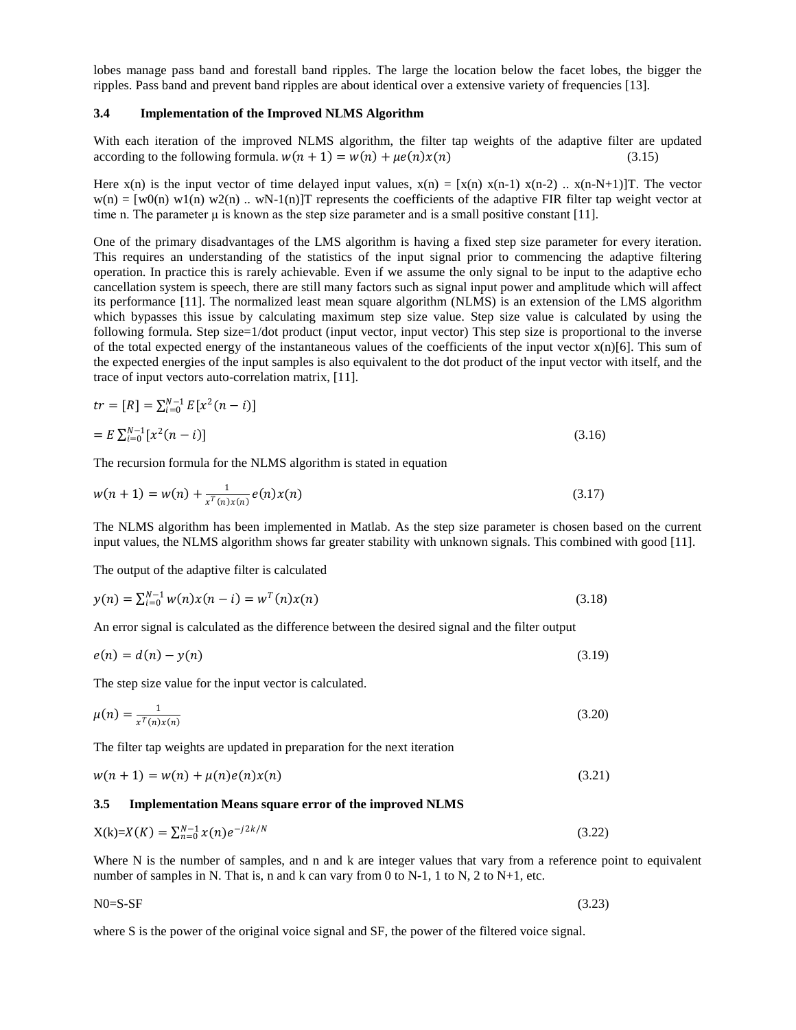lobes manage pass band and forestall band ripples. The large the location below the facet lobes, the bigger the ripples. Pass band and prevent band ripples are about identical over a extensive variety of frequencies [13].

### 3.4 Implementation of the Improved NLMS Algorithm

With each iteration of the improved NLMS algorithm, the filter tap weights of the adaptive filter are updated according to the following formula. $w(n+1) = w(n) + \mu e(n)x(n)$ (3.15)

Here x(n) is the input vector of time delayed input values, x(n) = [x(n) x(n-1) x(n-2) .. x(n-N+1)]T. The vector w(n) = [w0(n) w1(n) w2(n) .. wN-1(n)]T represents the coefficients of the adaptive FIR filter tap weight vector at time n. The parameter μ is known as the step size parameter and is a small positive constant [11].

One of the primary disadvantages of the LMS algorithm is having a fixed step size parameter for every iteration. This requires an understanding of the statistics of the input signal prior to commencing the adaptive filtering operation. In practice this is rarely achievable. Even if we assume the only signal to be input to the adaptive echo cancellation system is speech, there are still many factors such as signal input power and amplitude which will affect its performance [11]. The normalized least mean square algorithm (NLMS) is an extension of the LMS algorithm which bypasses this issue by calculating maximum step size value. Step size value is calculated by using the following formula. Step size=1/dot product (input vector, input vector) This step size is proportional to the inverse of the total expected energy of the instantaneous values of the coefficients of the input vector x(n)[6]. This sum of the expected energies of the input samples is also equivalent to the dot product of the input vector with itself, and the trace of input vectors auto-correlation matrix, [11].

$$tr = [R] = \sum_{i=0}^{N-1} E[x^2(n-i)]$$

$$= E \sum_{i=0}^{N-1} [x^2(n-i)] \tag{3.16}$$

The recursion formula for the NLMS algorithm is stated in equation

$$w(n+1) = w(n) + \frac{1}{x^T(n)x(n)} e(n)x(n) \tag{3.17}$$

The NLMS algorithm has been implemented in Matlab. As the step size parameter is chosen based on the current input values, the NLMS algorithm shows far greater stability with unknown signals. This combined with good [11].

The output of the adaptive filter is calculated

$$y(n) = \sum_{i=0}^{N-1} w(n)x(n-i) = w^T(n)x(n) \tag{3.18}$$

An error signal is calculated as the difference between the desired signal and the filter output

$$e(n) = d(n) - y(n) \tag{3.19}$$

The step size value for the input vector is calculated.

$$\mu(n) = \frac{1}{x^T(n)x(n)} \tag{3.20}$$

The filter tap weights are updated in preparation for the next iteration

$$w(n+1) = w(n) + \mu(n)e(n)x(n) \tag{3.21}$$

### 3.5 Implementation Means square error of the improved NLMS

$$X(k) = X(K) = \sum_{n=0}^{N-1} x(n)e^{-j2k/N} \tag{3.22}$$

Where N is the number of samples, and n and k are integer values that vary from a reference point to equivalent number of samples in N. That is, n and k can vary from 0 to N-1, 1 to N, 2 to N+1, etc.

$$N0 = S - SF \tag{3.23}$$

where S is the power of the original voice signal and SF, the power of the filtered voice signal.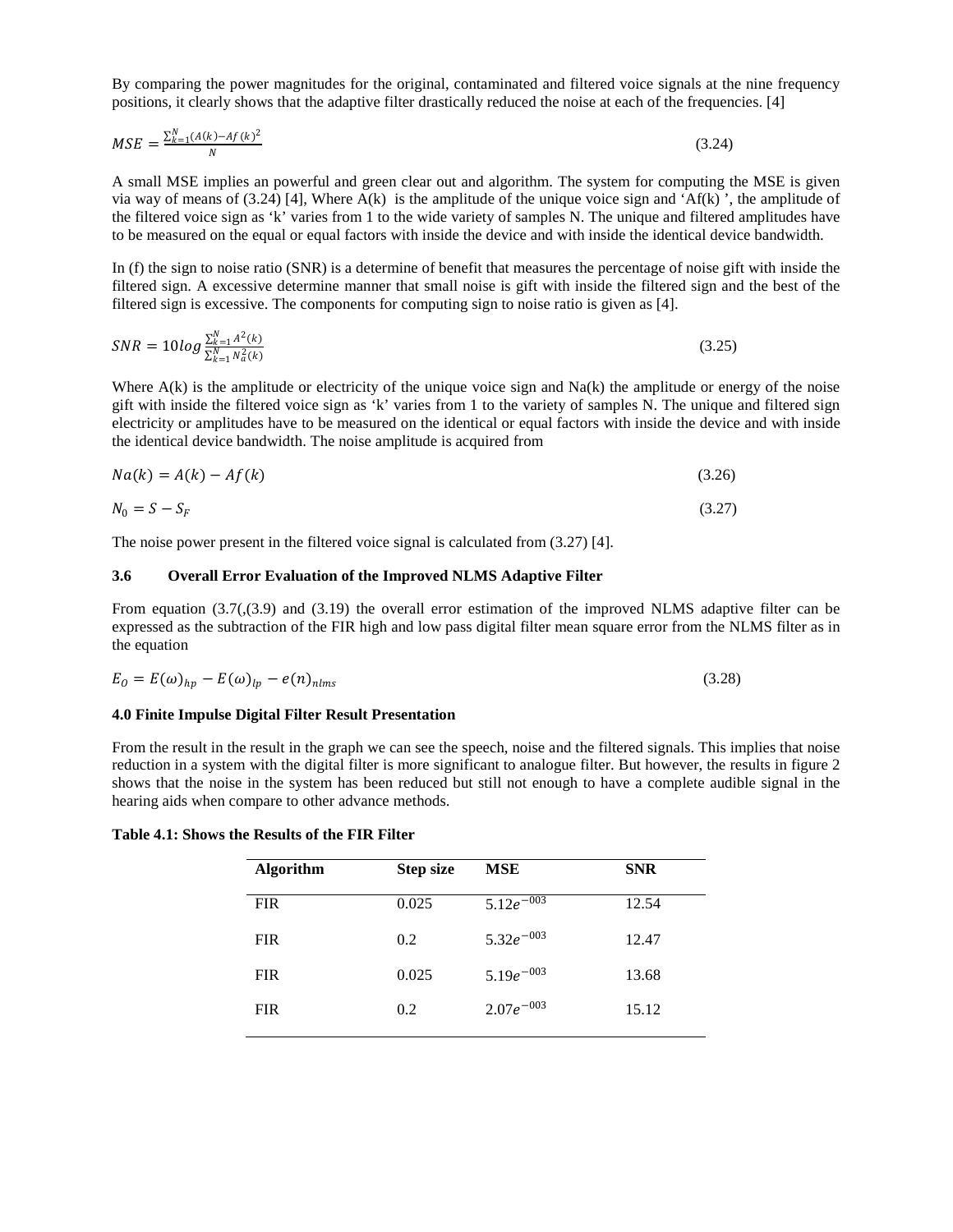By comparing the power magnitudes for the original, contaminated and filtered voice signals at the nine frequency positions, it clearly shows that the adaptive filter drastically reduced the noise at each of the frequencies. [4]

$$MSE = \frac{\sum_{k=1}^{N}(A(k)-Af(k)^2}{N} \tag{3.24}$$

A small MSE implies an powerful and green clear out and algorithm. The system for computing the MSE is given via way of means of (3.24) [4], Where A(k) is the amplitude of the unique voice sign and 'Af(k) ', the amplitude of the filtered voice sign as 'k' varies from 1 to the wide variety of samples N. The unique and filtered amplitudes have to be measured on the equal or equal factors with inside the device and with inside the identical device bandwidth.

In (f) the sign to noise ratio (SNR) is a determine of benefit that measures the percentage of noise gift with inside the filtered sign. A excessive determine manner that small noise is gift with inside the filtered sign and the best of the filtered sign is excessive. The components for computing sign to noise ratio is given as [4].

$$SNR = 10log\frac{\sum_{k=1}^{N}A^2(k)}{\sum_{k=1}^{N}N_a^2(k)} \tag{3.25}$$

Where A(k) is the amplitude or electricity of the unique voice sign and Na(k) the amplitude or energy of the noise gift with inside the filtered voice sign as 'k' varies from 1 to the variety of samples N. The unique and filtered sign electricity or amplitudes have to be measured on the identical or equal factors with inside the device and with inside the identical device bandwidth. The noise amplitude is acquired from

$$Na(k) = A(k) - Af(k) \tag{3.26}$$

$$N_0 = S - S_F \tag{3.27}$$

The noise power present in the filtered voice signal is calculated from (3.27) [4].

### 3.6 Overall Error Evaluation of the Improved NLMS Adaptive Filter

From equation (3.7(,(3.9) and (3.19) the overall error estimation of the improved NLMS adaptive filter can be expressed as the subtraction of the FIR high and low pass digital filter mean square error from the NLMS filter as in the equation

$$E_O = E(\omega)_{hp} - E(\omega)_{lp} - e(n)_{nlms} \tag{3.28}$$

## 4.0 Finite Impulse Digital Filter Result Presentation

From the result in the result in the graph we can see the speech, noise and the filtered signals. This implies that noise reduction in a system with the digital filter is more significant to analogue filter. But however, the results in figure 2 shows that the noise in the system has been reduced but still not enough to have a complete audible signal in the hearing aids when compare to other advance methods.

**Table 4.1: Shows the Results of the FIR Filter**

| Algorithm | Step size | MSE | SNR |
|---|---|---|---|
| FIR | 0.025 | $5.12e^{-003}$ | 12.54 |
| FIR | 0.2 | $5.32e^{-003}$ | 12.47 |
| FIR | 0.025 | $5.19e^{-003}$ | 13.68 |
| FIR | 0.2 | $2.07e^{-003}$ | 15.12 |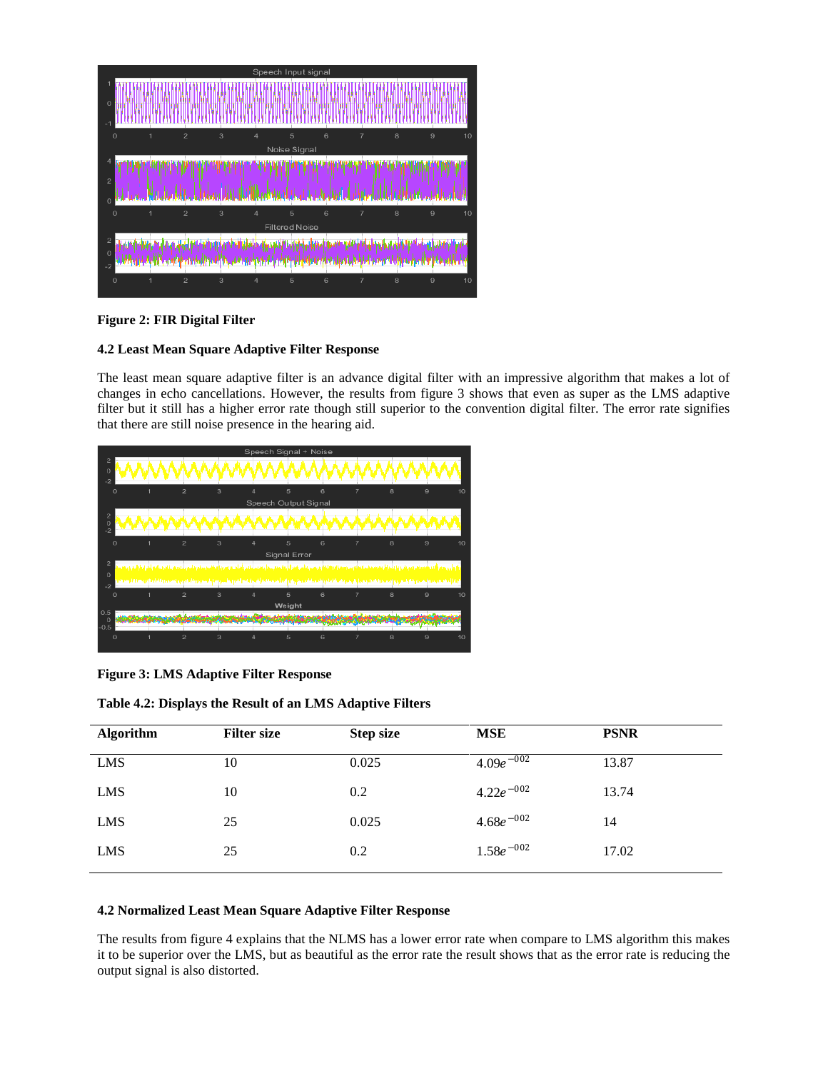Speech Input signal

1

0

-1

0 1 2 3 4 5 6 7 8 9 10

Noise Signal

4

2

0

0 1 2 3 4 5 6 7 8 9 10

Filtered Noise

2

0

-2

0 1 2 3 4 5 6 7 8 9 10

**Figure 2: FIR Digital Filter**

### 4.2 Least Mean Square Adaptive Filter Response

The least mean square adaptive filter is an advance digital filter with an impressive algorithm that makes a lot of changes in echo cancellations. However, the results from figure 3 shows that even as super as the LMS adaptive filter but it still has a higher error rate though still superior to the convention digital filter. The error rate signifies that there are still noise presence in the hearing aid.

Speech Signal + Noise

2

0

-2

0 1 2 3 4 5 6 7 8 9 10

Speech Output Signal

2

0

-2

0 1 2 3 4 5 6 7 8 9 10

Signal Error

2

0

-2

0 1 2 3 4 5 6 7 8 9 10

Weight

0.5

0

-0.5

0 1 2 3 4 5 6 7 8 9 10

**Figure 3: LMS Adaptive Filter Response**

**Table 4.2: Displays the Result of an LMS Adaptive Filters**

| Algorithm | Filter size | Step size | MSE | PSNR |
|---|---|---|---|---|
| LMS | 10 | 0.025 | $4.09e^{-002}$ | 13.87 |
| LMS | 10 | 0.2 | $4.22e^{-002}$ | 13.74 |
| LMS | 25 | 0.025 | $4.68e^{-002}$ | 14 |
| LMS | 25 | 0.2 | $1.58e^{-002}$ | 17.02 |

### 4.2 Normalized Least Mean Square Adaptive Filter Response

The results from figure 4 explains that the NLMS has a lower error rate when compare to LMS algorithm this makes it to be superior over the LMS, but as beautiful as the error rate the result shows that as the error rate is reducing the output signal is also distorted.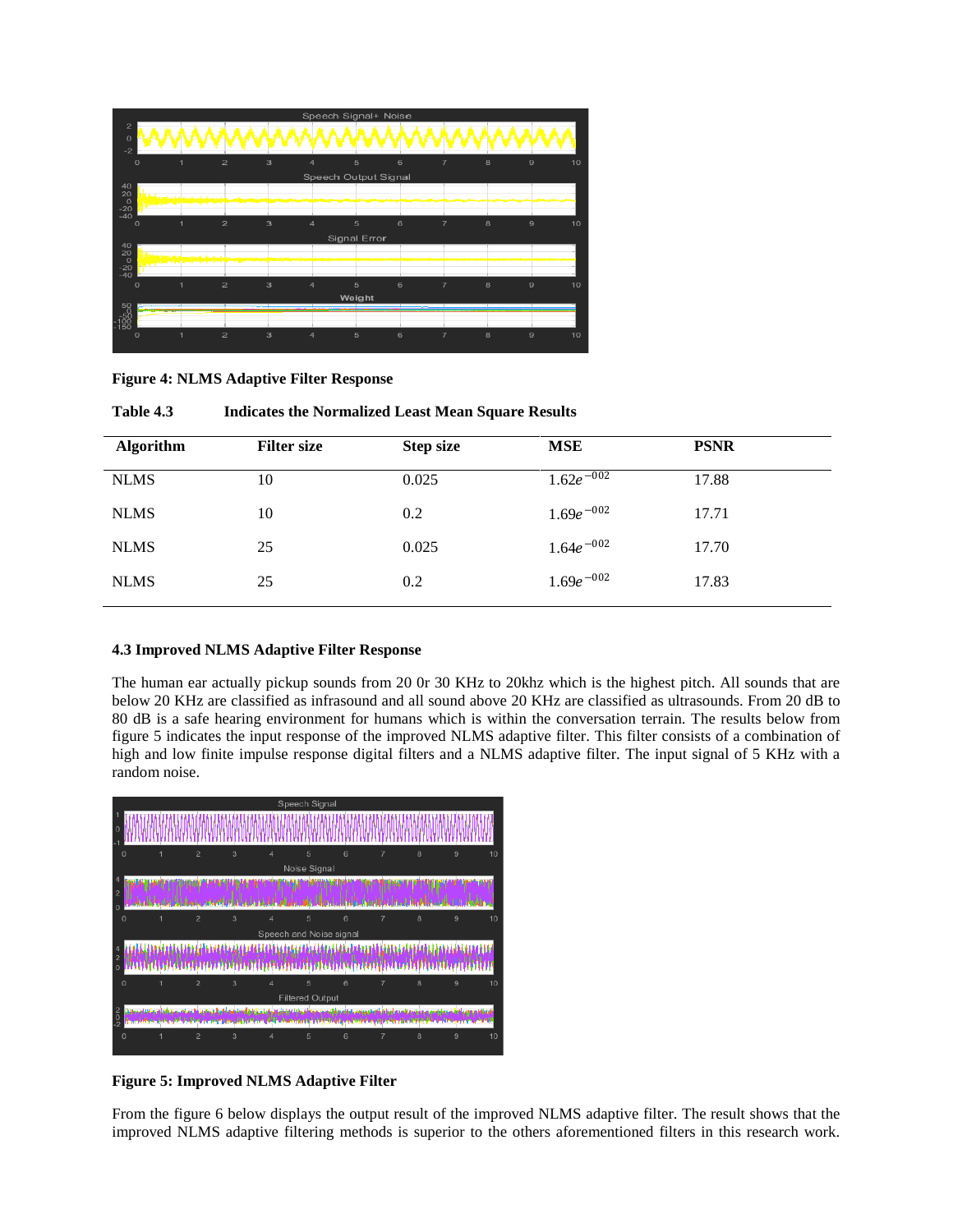**Figure 4: NLMS Adaptive Filter Response**

**Table 4.3 Indicates the Normalized Least Mean Square Results**

| Algorithm | Filter size | Step size | MSE | PSNR |
|---|---|---|---|---|
| NLMS | 10 | 0.025 | $1.62e^{-002}$ | 17.88 |
| NLMS | 10 | 0.2 | $1.69e^{-002}$ | 17.71 |
| NLMS | 25 | 0.025 | $1.64e^{-002}$ | 17.70 |
| NLMS | 25 | 0.2 | $1.69e^{-002}$ | 17.83 |

### 4.3 Improved NLMS Adaptive Filter Response

The human ear actually pickup sounds from 20 0r 30 KHz to 20khz which is the highest pitch. All sounds that are below 20 KHz are classified as infrasound and all sound above 20 KHz are classified as ultrasounds. From 20 dB to 80 dB is a safe hearing environment for humans which is within the conversation terrain. The results below from figure 5 indicates the input response of the improved NLMS adaptive filter. This filter consists of a combination of high and low finite impulse response digital filters and a NLMS adaptive filter. The input signal of 5 KHz with a random noise.

**Figure 5: Improved NLMS Adaptive Filter**

From the figure 6 below displays the output result of the improved NLMS adaptive filter. The result shows that the improved NLMS adaptive filtering methods is superior to the others aforementioned filters in this research work.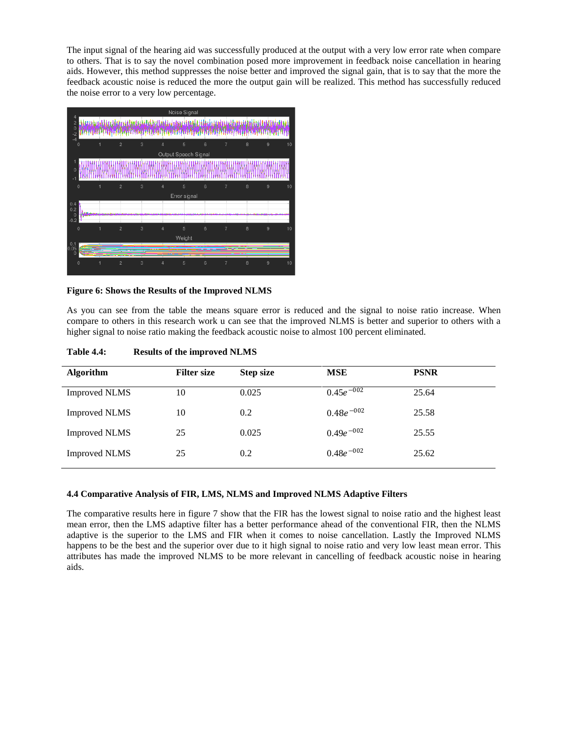The input signal of the hearing aid was successfully produced at the output with a very low error rate when compare to others. That is to say the novel combination posed more improvement in feedback noise cancellation in hearing aids. However, this method suppresses the noise better and improved the signal gain, that is to say that the more the feedback acoustic noise is reduced the more the output gain will be realized. This method has successfully reduced the noise error to a very low percentage.

**Figure 6: Shows the Results of the Improved NLMS**

As you can see from the table the means square error is reduced and the signal to noise ratio increase. When compare to others in this research work u can see that the improved NLMS is better and superior to others with a higher signal to noise ratio making the feedback acoustic noise to almost 100 percent eliminated.

**Table 4.4: Results of the improved NLMS**

| Algorithm | Filter size | Step size | MSE | PSNR |
|---|---|---|---|---|
| Improved NLMS | 10 | 0.025 | $0.45e^{-002}$ | 25.64 |
| Improved NLMS | 10 | 0.2 | $0.48e^{-002}$ | 25.58 |
| Improved NLMS | 25 | 0.025 | $0.49e^{-002}$ | 25.55 |
| Improved NLMS | 25 | 0.2 | $0.48e^{-002}$ | 25.62 |

### 4.4 Comparative Analysis of FIR, LMS, NLMS and Improved NLMS Adaptive Filters

The comparative results here in figure 7 show that the FIR has the lowest signal to noise ratio and the highest least mean error, then the LMS adaptive filter has a better performance ahead of the conventional FIR, then the NLMS adaptive is the superior to the LMS and FIR when it comes to noise cancellation. Lastly the Improved NLMS happens to be the best and the superior over due to it high signal to noise ratio and very low least mean error. This attributes has made the improved NLMS to be more relevant in cancelling of feedback acoustic noise in hearing aids.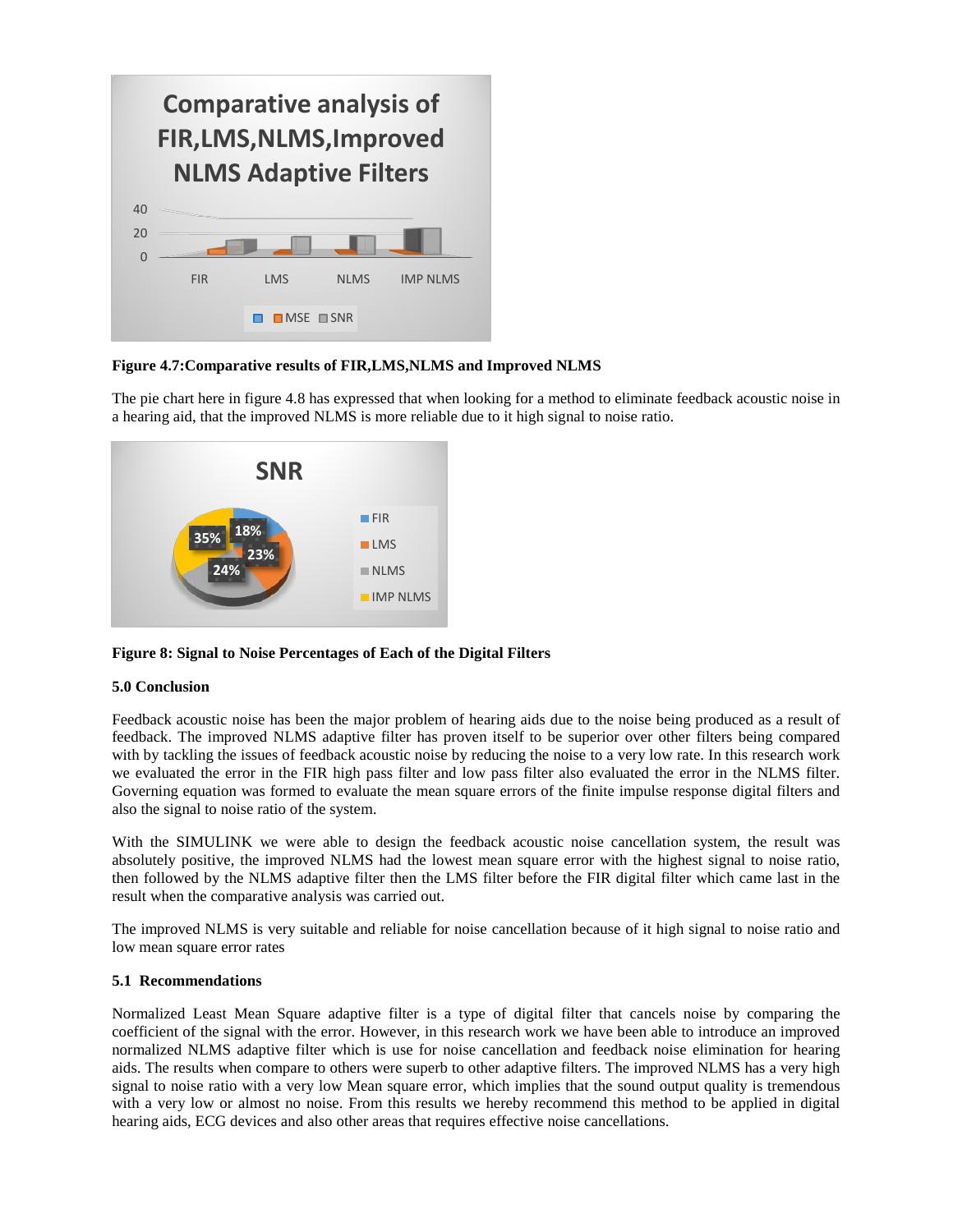**Figure 4.7:Comparative results of FIR,LMS,NLMS and Improved NLMS**

The pie chart here in figure 4.8 has expressed that when looking for a method to eliminate feedback acoustic noise in a hearing aid, that the improved NLMS is more reliable due to it high signal to noise ratio.

**Figure 8: Signal to Noise Percentages of Each of the Digital Filters**

## 5.0 Conclusion

Feedback acoustic noise has been the major problem of hearing aids due to the noise being produced as a result of feedback. The improved NLMS adaptive filter has proven itself to be superior over other filters being compared with by tackling the issues of feedback acoustic noise by reducing the noise to a very low rate. In this research work we evaluated the error in the FIR high pass filter and low pass filter also evaluated the error in the NLMS filter. Governing equation was formed to evaluate the mean square errors of the finite impulse response digital filters and also the signal to noise ratio of the system.

With the SIMULINK we were able to design the feedback acoustic noise cancellation system, the result was absolutely positive, the improved NLMS had the lowest mean square error with the highest signal to noise ratio, then followed by the NLMS adaptive filter then the LMS filter before the FIR digital filter which came last in the result when the comparative analysis was carried out.

The improved NLMS is very suitable and reliable for noise cancellation because of it high signal to noise ratio and low mean square error rates

## 5.1 Recommendations

Normalized Least Mean Square adaptive filter is a type of digital filter that cancels noise by comparing the coefficient of the signal with the error. However, in this research work we have been able to introduce an improved normalized NLMS adaptive filter which is use for noise cancellation and feedback noise elimination for hearing aids. The results when compare to others were superb to other adaptive filters. The improved NLMS has a very high signal to noise ratio with a very low Mean square error, which implies that the sound output quality is tremendous with a very low or almost no noise. From this results we hereby recommend this method to be applied in digital hearing aids, ECG devices and also other areas that requires effective noise cancellations.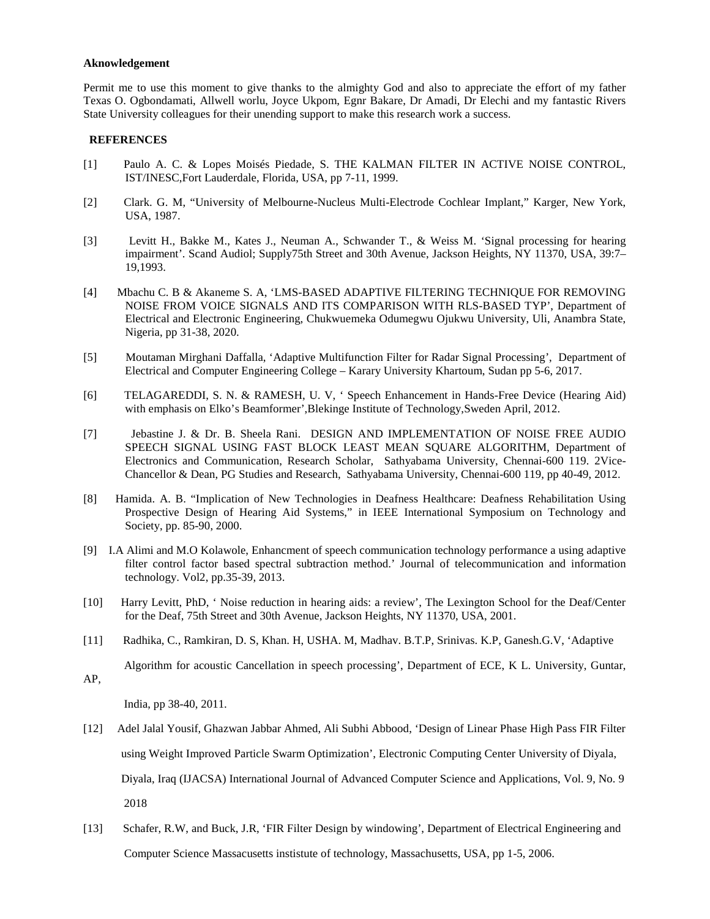**Aknowledgement**

Permit me to use this moment to give thanks to the almighty God and also to appreciate the effort of my father Texas O. Ogbondamati, Allwell worlu, Joyce Ukpom, Egnr Bakare, Dr Amadi, Dr Elechi and my fantastic Rivers State University colleagues for their unending support to make this research work a success.

## REFERENCES

[1] Paulo A. C. & Lopes Moisés Piedade, S. THE KALMAN FILTER IN ACTIVE NOISE CONTROL, IST/INESC,Fort Lauderdale, Florida, USA, pp 7-11, 1999.

[2] Clark. G. M, "University of Melbourne-Nucleus Multi-Electrode Cochlear Implant," Karger, New York, USA, 1987.

[3] Levitt H., Bakke M., Kates J., Neuman A., Schwander T., & Weiss M. 'Signal processing for hearing impairment'. Scand Audiol; Supply75th Street and 30th Avenue, Jackson Heights, NY 11370, USA, 39:7–19,1993.

[4] Mbachu C. B & Akaneme S. A, 'LMS-BASED ADAPTIVE FILTERING TECHNIQUE FOR REMOVING NOISE FROM VOICE SIGNALS AND ITS COMPARISON WITH RLS-BASED TYP', Department of Electrical and Electronic Engineering, Chukwuemeka Odumegwu Ojukwu University, Uli, Anambra State, Nigeria, pp 31-38, 2020.

[5] Moutaman Mirghani Daffalla, 'Adaptive Multifunction Filter for Radar Signal Processing', Department of Electrical and Computer Engineering College – Karary University Khartoum, Sudan pp 5-6, 2017.

[6] TELAGAREDDI, S. N. & RAMESH, U. V, ' Speech Enhancement in Hands-Free Device (Hearing Aid) with emphasis on Elko's Beamformer',Blekinge Institute of Technology,Sweden April, 2012.

[7] Jebastine J. & Dr. B. Sheela Rani. DESIGN AND IMPLEMENTATION OF NOISE FREE AUDIO SPEECH SIGNAL USING FAST BLOCK LEAST MEAN SQUARE ALGORITHM, Department of Electronics and Communication, Research Scholar, Sathyabama University, Chennai-600 119. 2Vice-Chancellor & Dean, PG Studies and Research, Sathyabama University, Chennai-600 119, pp 40-49, 2012.

[8] Hamida. A. B. "Implication of New Technologies in Deafness Healthcare: Deafness Rehabilitation Using Prospective Design of Hearing Aid Systems," in IEEE International Symposium on Technology and Society, pp. 85-90, 2000.

[9] I.A Alimi and M.O Kolawole, Enhancment of speech communication technology performance a using adaptive filter control factor based spectral subtraction method.' Journal of telecommunication and information technology. Vol2, pp.35-39, 2013.

[10] Harry Levitt, PhD, ' Noise reduction in hearing aids: a review', The Lexington School for the Deaf/Center for the Deaf, 75th Street and 30th Avenue, Jackson Heights, NY 11370, USA, 2001.

[11] Radhika, C., Ramkiran, D. S, Khan. H, USHA. M, Madhav. B.T.P, Srinivas. K.P, Ganesh.G.V, 'Adaptive Algorithm for acoustic Cancellation in speech processing', Department of ECE, K L. University, Guntar, AP, India, pp 38-40, 2011.

[12] Adel Jalal Yousif, Ghazwan Jabbar Ahmed, Ali Subhi Abbood, 'Design of Linear Phase High Pass FIR Filter using Weight Improved Particle Swarm Optimization', Electronic Computing Center University of Diyala, Diyala, Iraq (IJACSA) International Journal of Advanced Computer Science and Applications, Vol. 9, No. 9 2018

[13] Schafer, R.W, and Buck, J.R, 'FIR Filter Design by windowing', Department of Electrical Engineering and Computer Science Massacusetts instistute of technology, Massachusetts, USA, pp 1-5, 2006.